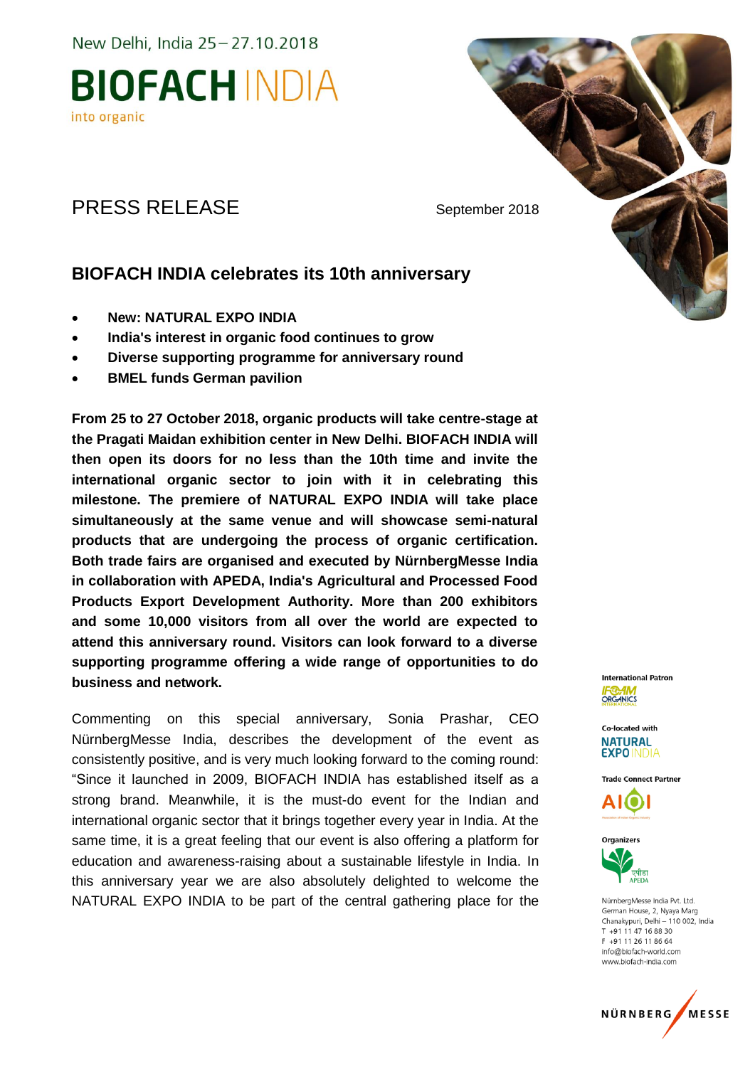New Delhi, India 25 – 27.10.2018

**BIOFACH** INDIA

into organic

# PRESS RELEASE

September 2018

## BIOFACH INDIA celebrates its 10th anniversary

- **New: NATURAL EXPO INDIA**
- **India's interest in organic food continues to grow**
- **Diverse supporting programme for anniversary round**
- **BMEL funds German pavilion**

**From 25 to 27 October 2018, organic products will take centre-stage at the Pragati Maidan exhibition center in New Delhi. BIOFACH INDIA will then open its doors for no less than the 10th time and invite the international organic sector to join with it in celebrating this milestone. The premiere of NATURAL EXPO INDIA will take place simultaneously at the same venue and will showcase semi-natural products that are undergoing the process of organic certification. Both trade fairs are organised and executed by NürnbergMesse India in collaboration with APEDA, India's Agricultural and Processed Food Products Export Development Authority. More than 200 exhibitors and some 10,000 visitors from all over the world are expected to attend this anniversary round. Visitors can look forward to a diverse supporting programme offering a wide range of opportunities to do business and network.**

Commenting on this special anniversary, Sonia Prashar, CEO NürnbergMesse India, describes the development of the event as consistently positive, and is very much looking forward to the coming round: "Since it launched in 2009, BIOFACH INDIA has established itself as a strong brand. Meanwhile, it is the must-do event for the Indian and international organic sector that it brings together every year in India. At the same time, it is a great feeling that our event is also offering a platform for education and awareness-raising about a sustainable lifestyle in India. In this anniversary year we are also absolutely delighted to welcome the NATURAL EXPO INDIA to be part of the central gathering place for the

International Patron
IFOAM ORGANICS INTERNATIONAL

Co-located with
NATURAL EXPO INDIA

Trade Connect Partner
AIOI

Organizers
एपीडा APEDA

NürnbergMesse India Pvt. Ltd.
German House, 2, Nyaya Marg
Chanakypuri, Delhi – 110 002, India
T +91 11 47 16 88 30
F +91 11 26 11 86 64
info@biofach-world.com
www.biofach-india.com

NÜRNBERG MESSE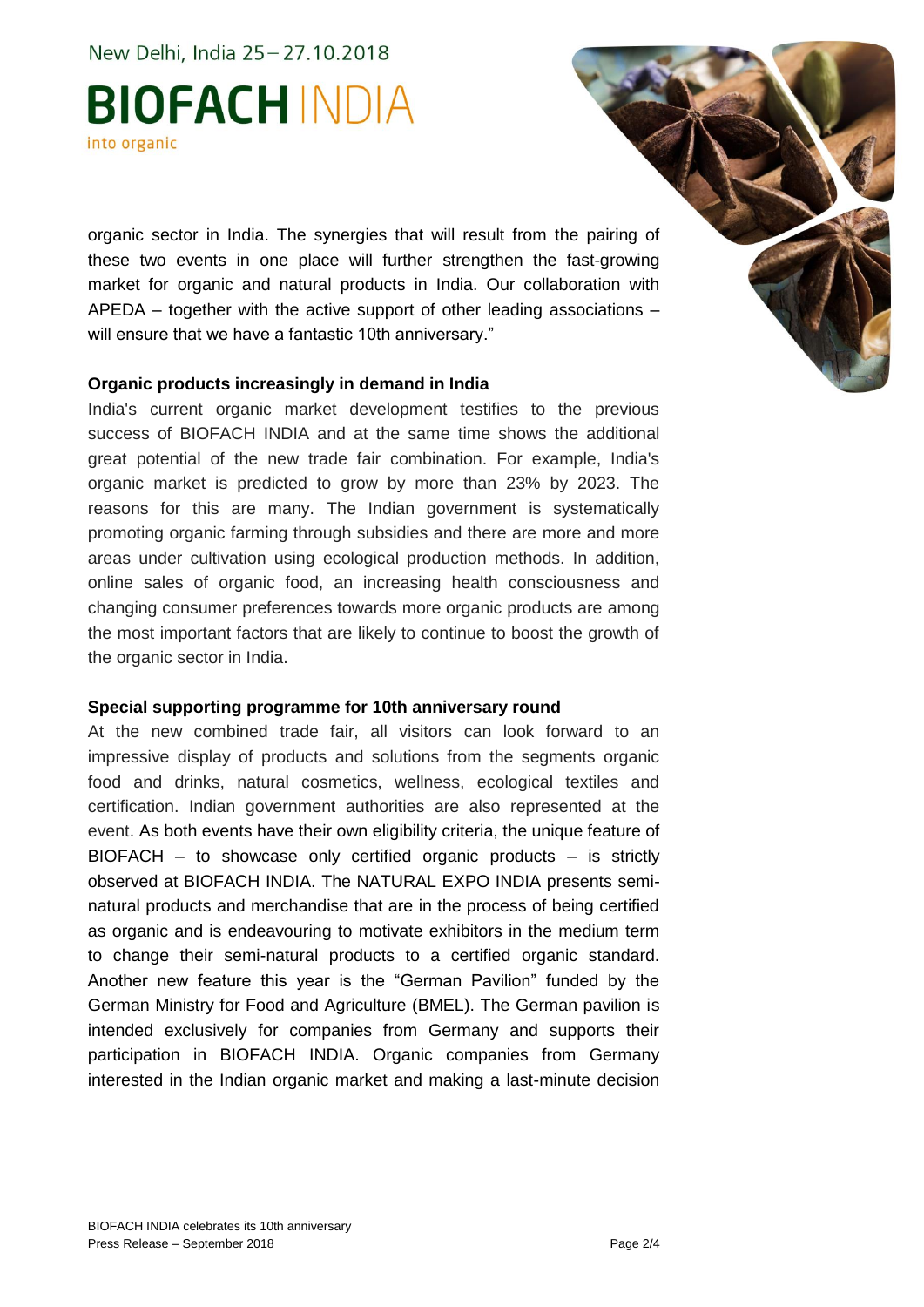organic sector in India. The synergies that will result from the pairing of these two events in one place will further strengthen the fast-growing market for organic and natural products in India. Our collaboration with APEDA – together with the active support of other leading associations – will ensure that we have a fantastic 10th anniversary."

**Organic products increasingly in demand in India**

India's current organic market development testifies to the previous success of BIOFACH INDIA and at the same time shows the additional great potential of the new trade fair combination. For example, India's organic market is predicted to grow by more than 23% by 2023. The reasons for this are many. The Indian government is systematically promoting organic farming through subsidies and there are more and more areas under cultivation using ecological production methods. In addition, online sales of organic food, an increasing health consciousness and changing consumer preferences towards more organic products are among the most important factors that are likely to continue to boost the growth of the organic sector in India.

**Special supporting programme for 10th anniversary round**

At the new combined trade fair, all visitors can look forward to an impressive display of products and solutions from the segments organic food and drinks, natural cosmetics, wellness, ecological textiles and certification. Indian government authorities are also represented at the event. As both events have their own eligibility criteria, the unique feature of BIOFACH – to showcase only certified organic products – is strictly observed at BIOFACH INDIA. The NATURAL EXPO INDIA presents semi-natural products and merchandise that are in the process of being certified as organic and is endeavouring to motivate exhibitors in the medium term to change their semi-natural products to a certified organic standard. Another new feature this year is the "German Pavilion" funded by the German Ministry for Food and Agriculture (BMEL). The German pavilion is intended exclusively for companies from Germany and supports their participation in BIOFACH INDIA. Organic companies from Germany interested in the Indian organic market and making a last-minute decision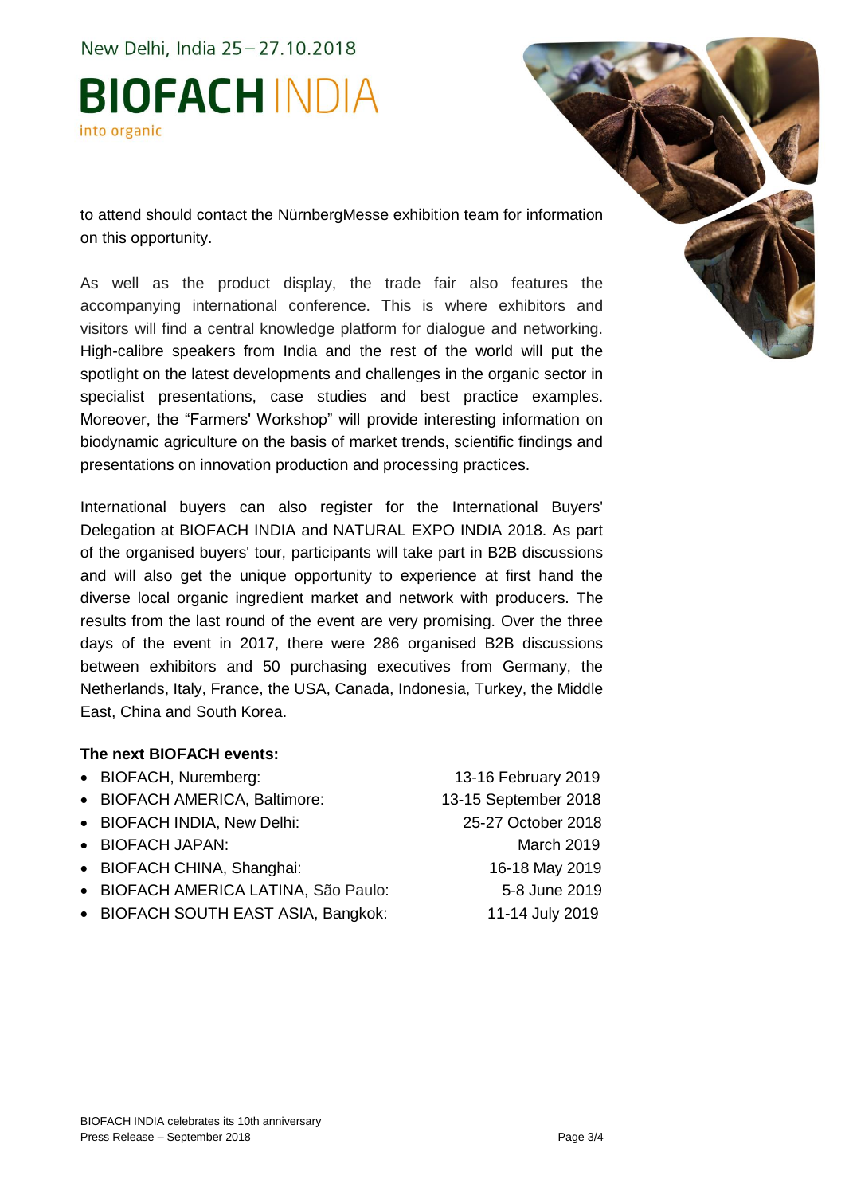to attend should contact the NürnbergMesse exhibition team for information on this opportunity.

As well as the product display, the trade fair also features the accompanying international conference. This is where exhibitors and visitors will find a central knowledge platform for dialogue and networking. High-calibre speakers from India and the rest of the world will put the spotlight on the latest developments and challenges in the organic sector in specialist presentations, case studies and best practice examples. Moreover, the "Farmers' Workshop" will provide interesting information on biodynamic agriculture on the basis of market trends, scientific findings and presentations on innovation production and processing practices.

International buyers can also register for the International Buyers' Delegation at BIOFACH INDIA and NATURAL EXPO INDIA 2018. As part of the organised buyers' tour, participants will take part in B2B discussions and will also get the unique opportunity to experience at first hand the diverse local organic ingredient market and network with producers. The results from the last round of the event are very promising. Over the three days of the event in 2017, there were 286 organised B2B discussions between exhibitors and 50 purchasing executives from Germany, the Netherlands, Italy, France, the USA, Canada, Indonesia, Turkey, the Middle East, China and South Korea.

**The next BIOFACH events:**

- BIOFACH, Nuremberg: 13-16 February 2019
- BIOFACH AMERICA, Baltimore: 13-15 September 2018
- BIOFACH INDIA, New Delhi: 25-27 October 2018
- BIOFACH JAPAN: March 2019
- BIOFACH CHINA, Shanghai: 16-18 May 2019
- BIOFACH AMERICA LATINA, São Paulo: 5-8 June 2019
- BIOFACH SOUTH EAST ASIA, Bangkok: 11-14 July 2019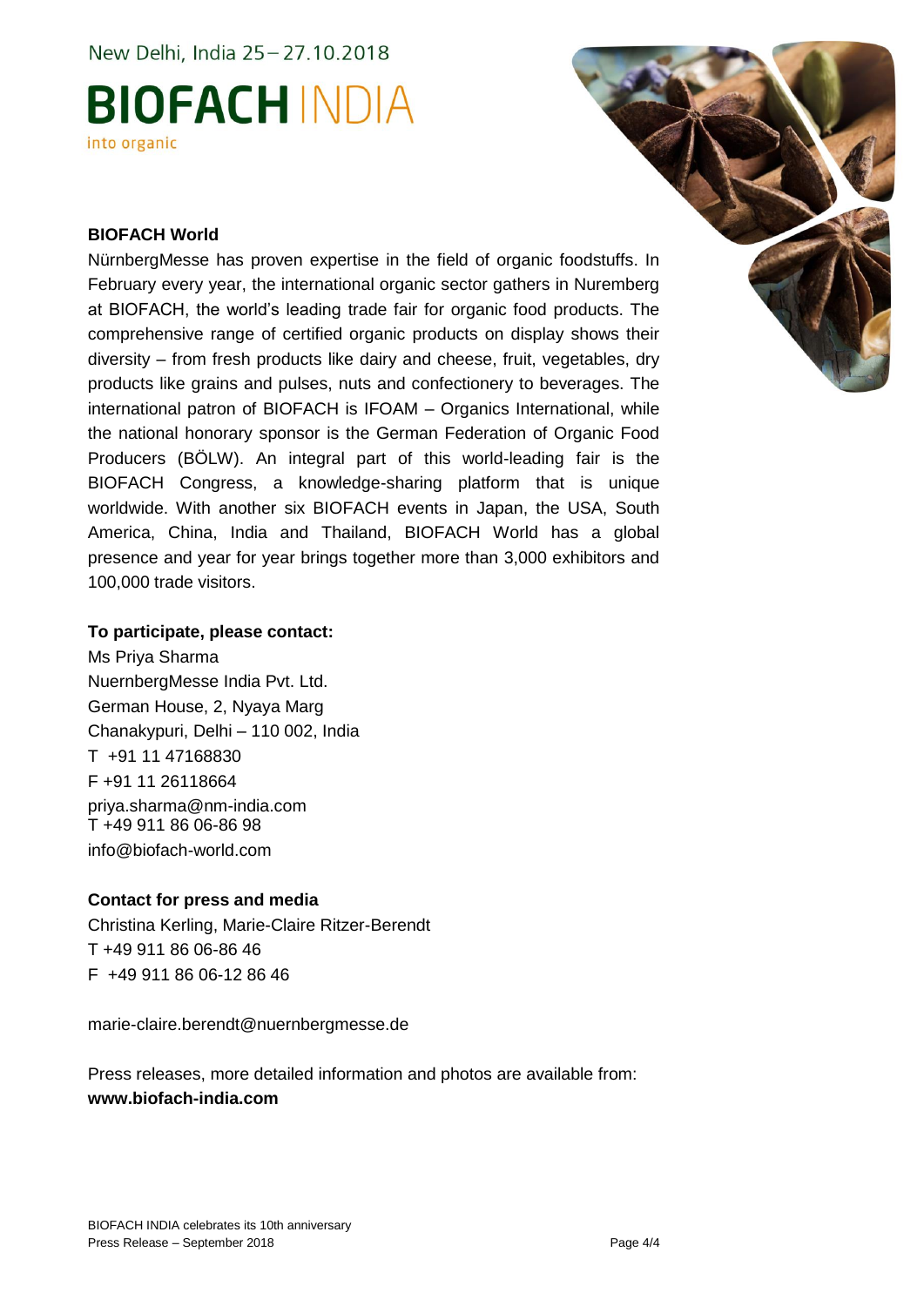New Delhi, India 25 – 27.10.2018

**BIOFACH** INDIA

into organic

**BIOFACH World**

NürnbergMesse has proven expertise in the field of organic foodstuffs. In February every year, the international organic sector gathers in Nuremberg at BIOFACH, the world's leading trade fair for organic food products. The comprehensive range of certified organic products on display shows their diversity – from fresh products like dairy and cheese, fruit, vegetables, dry products like grains and pulses, nuts and confectionery to beverages. The international patron of BIOFACH is IFOAM – Organics International, while the national honorary sponsor is the German Federation of Organic Food Producers (BÖLW). An integral part of this world-leading fair is the BIOFACH Congress, a knowledge-sharing platform that is unique worldwide. With another six BIOFACH events in Japan, the USA, South America, China, India and Thailand, BIOFACH World has a global presence and year for year brings together more than 3,000 exhibitors and 100,000 trade visitors.

**To participate, please contact:**

Ms Priya Sharma
NuernbergMesse India Pvt. Ltd.
German House, 2, Nyaya Marg
Chanakypuri, Delhi – 110 002, India
T +91 11 47168830
F +91 11 26118664
priya.sharma@nm-india.com
T +49 911 86 06-86 98
info@biofach-world.com

**Contact for press and media**

Christina Kerling, Marie-Claire Ritzer-Berendt
T +49 911 86 06-86 46
F +49 911 86 06-12 86 46

marie-claire.berendt@nuernbergmesse.de

Press releases, more detailed information and photos are available from:
**www.biofach-india.com**